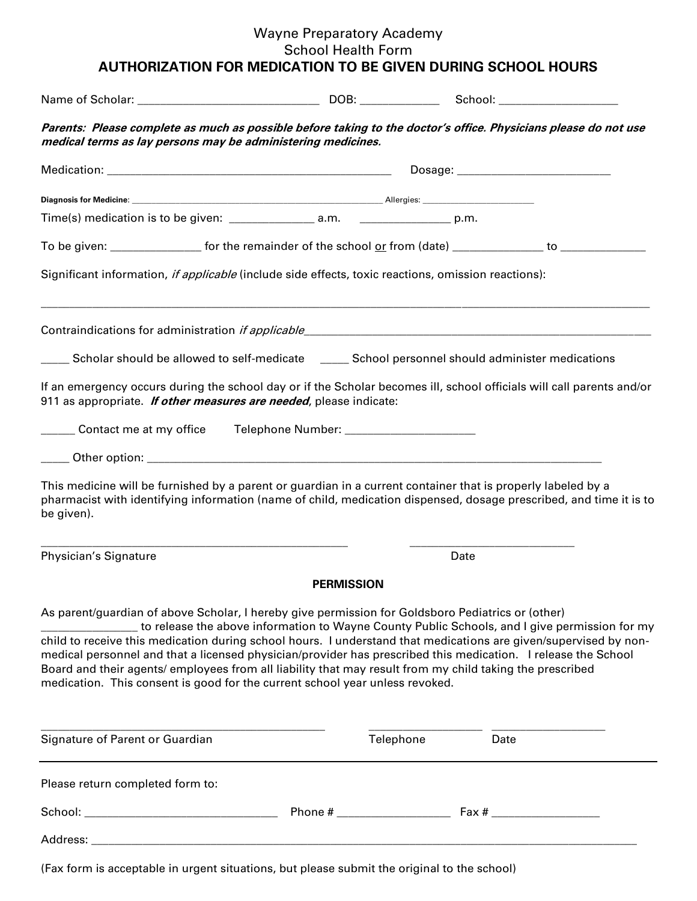# Wayne Preparatory Academy

## School Health Form

## AUTHORIZATION FOR MEDICATION TO BE GIVEN DURING SCHOOL HOURS

Name of Scholar: ______________________________ DOB: _____________ School: ___________________

***Parents: Please complete as much as possible before taking to the doctor's office. Physicians please do not use medical terms as lay persons may be administering medicines.***

Medication: _______________________________________________ Dosage: _________________________

**Diagnosis for Medicine**: _______________________________________________ Allergies: _______________________

Time(s) medication is to be given: ______________ a.m. _______________ p.m.

To be given: ______________ for the remainder of the school or from (date) ______________ to _____________

Significant information, *if applicable* (include side effects, toxic reactions, omission reactions):

_____________________________________________________________________________________________

Contraindications for administration *if applicable*_______________________________________________________

_____ Scholar should be allowed to self-medicate _____ School personnel should administer medications

If an emergency occurs during the school day or if the Scholar becomes ill, school officials will call parents and/or 911 as appropriate. ***If other measures are needed***, please indicate:

______ Contact me at my office Telephone Number: _____________________

_____ Other option: ___________________________________________________________________________

This medicine will be furnished by a parent or guardian in a current container that is properly labeled by a pharmacist with identifying information (name of child, medication dispensed, dosage prescribed, and time it is to be given).

___________________________________________________ ___________________________

Physician's Signature Date

**PERMISSION**

As parent/guardian of above Scholar, I hereby give permission for Goldsboro Pediatrics or (other) ________________ to release the above information to Wayne County Public Schools, and I give permission for my child to receive this medication during school hours. I understand that medications are given/supervised by non-medical personnel and that a licensed physician/provider has prescribed this medication. I release the School Board and their agents/ employees from all liability that may result from my child taking the prescribed medication. This consent is good for the current school year unless revoked.

______________________________________________ __________________ __________________

Signature of Parent or Guardian Telephone Date

---

Please return completed form to:

School: ________________________________ Phone # __________________ Fax # _________________

Address: __________________________________________________________________________________

(Fax form is acceptable in urgent situations, but please submit the original to the school)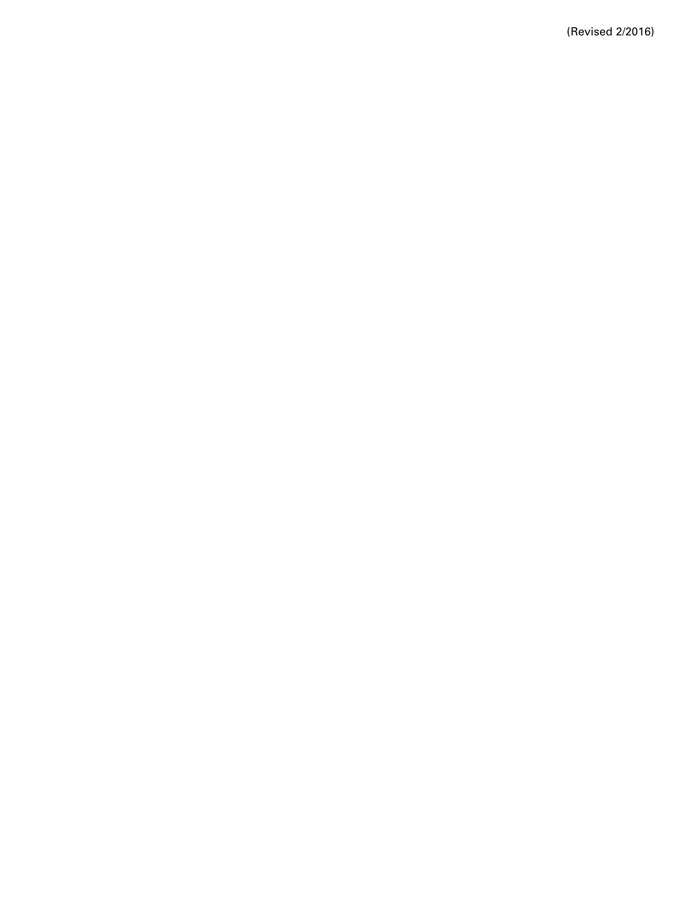(Revised 2/2016)